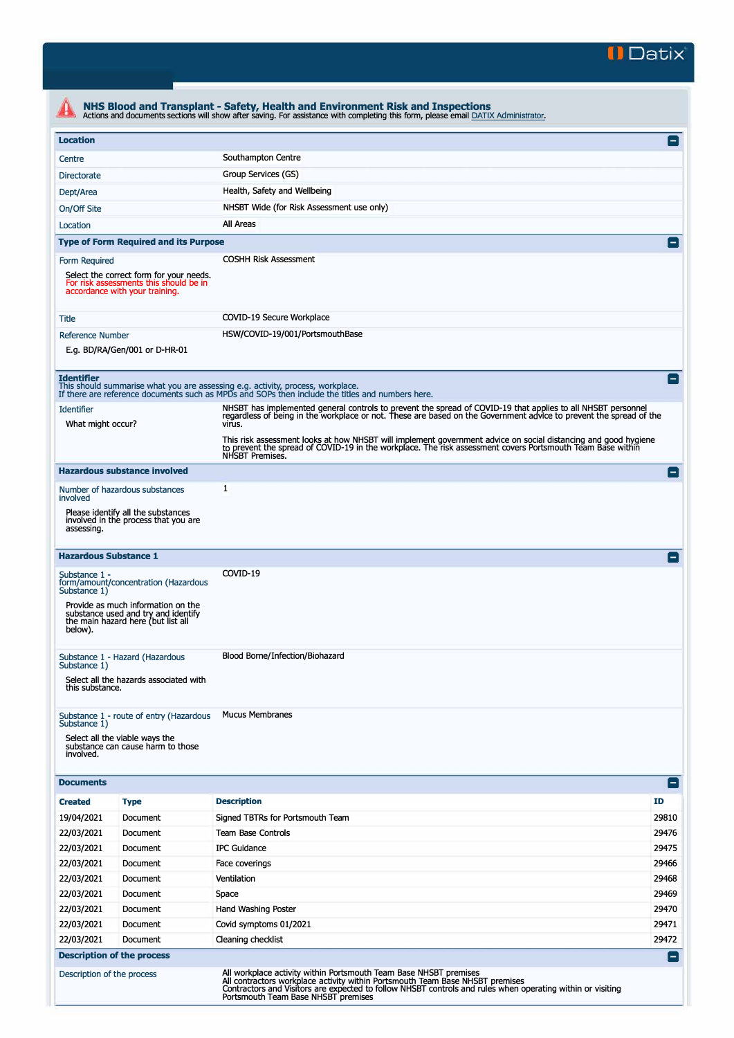Datix

# NHS Blood and Transplant - Safety, Health and Environment Risk and Inspections

Actions and documents sections will show after saving. For assistance with completing this form, please email DATIX Administrator.

## Location

| | |
|---|---|
| Centre | Southampton Centre |
| Directorate | Group Services (GS) |
| Dept/Area | Health, Safety and Wellbeing |
| On/Off Site | NHSBT Wide (for Risk Assessment use only) |
| Location | All Areas |

## Type of Form Required and its Purpose

| | |
|---|---|
| Form Required<br>Select the correct form for your needs. For risk assessments this should be in accordance with your training. | COSHH Risk Assessment |
| Title | COVID-19 Secure Workplace |
| Reference Number<br>E.g. BD/RA/Gen/001 or D-HR-01 | HSW/COVID-19/001/PortsmouthBase |

## Identifier

This should summarise what you are assessing e.g. activity, process, workplace.
If there are reference documents such as MPDs and SOPs then include the titles and numbers here.

| | |
|---|---|
| Identifier<br>What might occur? | NHSBT has implemented general controls to prevent the spread of COVID-19 that applies to all NHSBT personnel regardless of being in the workplace or not. These are based on the Government advice to prevent the spread of the virus.<br><br>This risk assessment looks at how NHSBT will implement government advice on social distancing and good hygiene to prevent the spread of COVID-19 in the workplace. The risk assessment covers Portsmouth Team Base within NHSBT Premises. |

## Hazardous substance involved

| | |
|---|---|
| Number of hazardous substances involved<br>Please identify all the substances involved in the process that you are assessing. | 1 |

## Hazardous Substance 1

| | |
|---|---|
| Substance 1 - form/amount/concentration (Hazardous Substance 1)<br>Provide as much information on the substance used and try and identify the main hazard here (but list all below). | COVID-19 |
| Substance 1 - Hazard (Hazardous Substance 1)<br>Select all the hazards associated with this substance. | Blood Borne/Infection/Biohazard |
| Substance 1 - route of entry (Hazardous Substance 1)<br>Select all the viable ways the substance can cause harm to those involved. | Mucus Membranes |

## Documents

| Created | Type | Description | ID |
|---|---|---|---|
| 19/04/2021 | Document | Signed TBTRs for Portsmouth Team | 29810 |
| 22/03/2021 | Document | Team Base Controls | 29476 |
| 22/03/2021 | Document | IPC Guidance | 29475 |
| 22/03/2021 | Document | Face coverings | 29466 |
| 22/03/2021 | Document | Ventilation | 29468 |
| 22/03/2021 | Document | Space | 29469 |
| 22/03/2021 | Document | Hand Washing Poster | 29470 |
| 22/03/2021 | Document | Covid symptoms 01/2021 | 29471 |
| 22/03/2021 | Document | Cleaning checklist | 29472 |

## Description of the process

| | |
|---|---|
| Description of the process | All workplace activity within Portsmouth Team Base NHSBT premises<br>All contractors workplace activity within Portsmouth Team Base NHSBT premises<br>Contractors and Visitors are expected to follow NHSBT controls and rules when operating within or visiting Portsmouth Team Base NHSBT premises |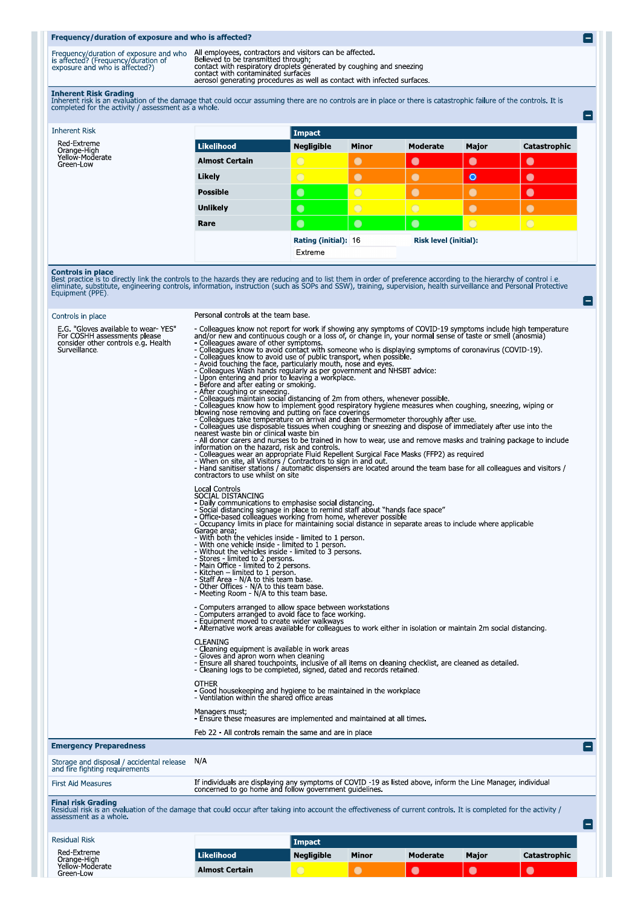## Frequency/duration of exposure and who is affected?

**Frequency/duration of exposure and who is affected? (Frequency/duration of exposure and who is affected?)**

All employees, contractors and visitors can be affected.
Believed to be transmitted through;
contact with respiratory droplets generated by coughing and sneezing
contact with contaminated surfaces
aerosol generating procedures as well as contact with infected surfaces.

## Inherent Risk Grading

Inherent risk is an evaluation of the damage that could occur assuming there are no controls are in place or there is catastrophic failure of the controls. It is completed for the activity / assessment as a whole.

**Inherent Risk**

Red-Extreme
Orange-High
Yellow-Moderate
Green-Low

| Likelihood | Impact: Negligible | Minor | Moderate | Major | Catastrophic |
|---|---|---|---|---|---|
| Almost Certain | Yellow | Orange | Red | Red | Red |
| Likely | Yellow | Orange | Orange | Red (selected) | Red |
| Possible | Green | Yellow | Orange | Orange | Red |
| Unlikely | Green | Yellow | Yellow | Orange | Orange |
| Rare | Green | Green | Green | Yellow | Yellow |

**Rating (initial):** 16

**Risk level (initial):** Extreme

## Controls in place

Best practice is to directly link the controls to the hazards they are reducing and to list them in order of preference according to the hierarchy of control i.e. eliminate, substitute, engineering controls, information, instruction (such as SOPs and SSW), training, supervision, health surveillance and Personal Protective Equipment (PPE).

**Controls in place**

E.G. "Gloves available to wear- YES" For COSHH assessments please consider other controls e.g. Health Surveillance.

Personal controls at the team base.

- Colleagues know not report for work if showing any symptoms of COVID-19 symptoms include high temperature and/or new and continuous cough or a loss of, or change in, your normal sense of taste or smell (anosmia)
- Colleagues aware of other symptoms.
- Colleagues know to avoid contact with someone who is displaying symptoms of coronavirus (COVID-19).
- Colleagues know to avoid use of public transport, when possible.
- Avoid touching the face, particularly mouth, nose and eyes.
- Colleagues Wash hands regularly as per government and NHSBT advice:
- Upon entering and prior to leaving a workplace.
- Before and after eating or smoking.
- After coughing or sneezing.
- Colleagues maintain social distancing of 2m from others, whenever possible.
- Colleagues know how to implement good respiratory hygiene measures when coughing, sneezing, wiping or blowing nose removing and putting on face coverings
- Colleagues take temperature on arrival and clean thermometer thoroughly after use.
- Colleagues use disposable tissues when coughing or sneezing and dispose of immediately after use into the nearest waste bin or clinical waste bin
- All donor carers and nurses to be trained in how to wear, use and remove masks and training package to include information on the hazard, risk and controls.
- Colleagues wear an appropriate Fluid Repellent Surgical Face Masks (FFP2) as required
- When on site, all Visitors / Contractors to sign in and out.
- Hand sanitiser stations / automatic dispensers are located around the team base for all colleagues and visitors / contractors to use whilst on site

Local Controls
SOCIAL DISTANCING
- Daily communications to emphasise social distancing.
- Social distancing signage in place to remind staff about "hands face space"
- Office-based colleagues working from home, wherever possible
- Occupancy limits in place for maintaining social distance in separate areas to include where applicable

Garage area;
- With both the vehicles inside - limited to 1 person.
- With one vehicle inside - limited to 1 person.
- Without the vehicles inside - limited to 3 persons.
- Stores - limited to 2 persons.
- Main Office - limited to 2 persons.
- Kitchen – limited to 1 person.
- Staff Area - N/A to this team base.
- Other Offices - N/A to this team base.
- Meeting Room - N/A to this team base.

- Computers arranged to allow space between workstations
- Computers arranged to avoid face to face working.
- Equipment moved to create wider walkways
- Alternative work areas available for colleagues to work either in isolation or maintain 2m social distancing.

CLEANING
- Cleaning equipment is available in work areas
- Gloves and apron worn when cleaning
- Ensure all shared touchpoints, inclusive of all items on cleaning checklist, are cleaned as detailed.
- Cleaning logs to be completed, signed, dated and records retained.

OTHER
- Good housekeeping and hygiene to be maintained in the workplace
- Ventilation within the shared office areas

Managers must;
- Ensure these measures are implemented and maintained at all times.

Feb 22 - All controls remain the same and are in place

## Emergency Preparedness

**Storage and disposal / accidental release and fire fighting requirements**

N/A

**First Aid Measures**

If individuals are displaying any symptoms of COVID -19 as listed above, inform the Line Manager, individual concerned to go home and follow government guidelines.

## Final risk Grading

Residual risk is an evaluation of the damage that could occur after taking into account the effectiveness of current controls. It is completed for the activity / assessment as a whole.

**Residual Risk**

Red-Extreme
Orange-High
Yellow-Moderate
Green-Low

| Likelihood | Impact: Negligible | Minor | Moderate | Major | Catastrophic |
|---|---|---|---|---|---|
| Almost Certain | Yellow | Orange | Red | Red | Red |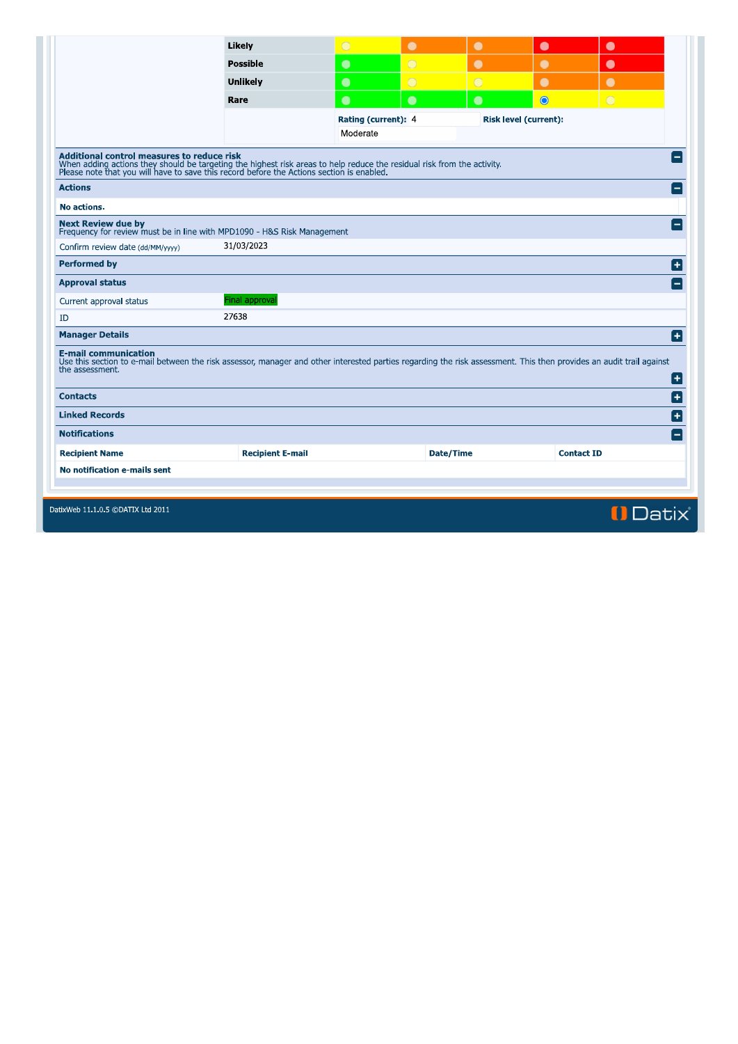| | | | | | |
|---|---|---|---|---|---|
| **Likely** | | | | | |
| **Possible** | | | | | |
| **Unlikely** | | | | | |
| **Rare** | | | | ◉ | |

**Rating (current):** 4

**Risk level (current):** Moderate

### Additional control measures to reduce risk

When adding actions they should be targeting the highest risk areas to help reduce the residual risk from the activity.
Please note that you will have to save this record before the Actions section is enabled.

### Actions

**No actions.**

### Next Review due by

Frequency for review must be in line with MPD1090 - H&S Risk Management

| | |
|---|---|
| Confirm review date (dd/MM/yyyy) | 31/03/2023 |

### Performed by

### Approval status

| | |
|---|---|
| Current approval status | Final approval |
| ID | 27638 |

### Manager Details

### E-mail communication

Use this section to e-mail between the risk assessor, manager and other interested parties regarding the risk assessment. This then provides an audit trail against the assessment.

### Contacts

### Linked Records

### Notifications

| Recipient Name | Recipient E-mail | Date/Time | Contact ID |
|---|---|---|---|
| **No notification e-mails sent** | | | |

DatixWeb 11.1.0.5 ©DATIX Ltd 2011

Datix